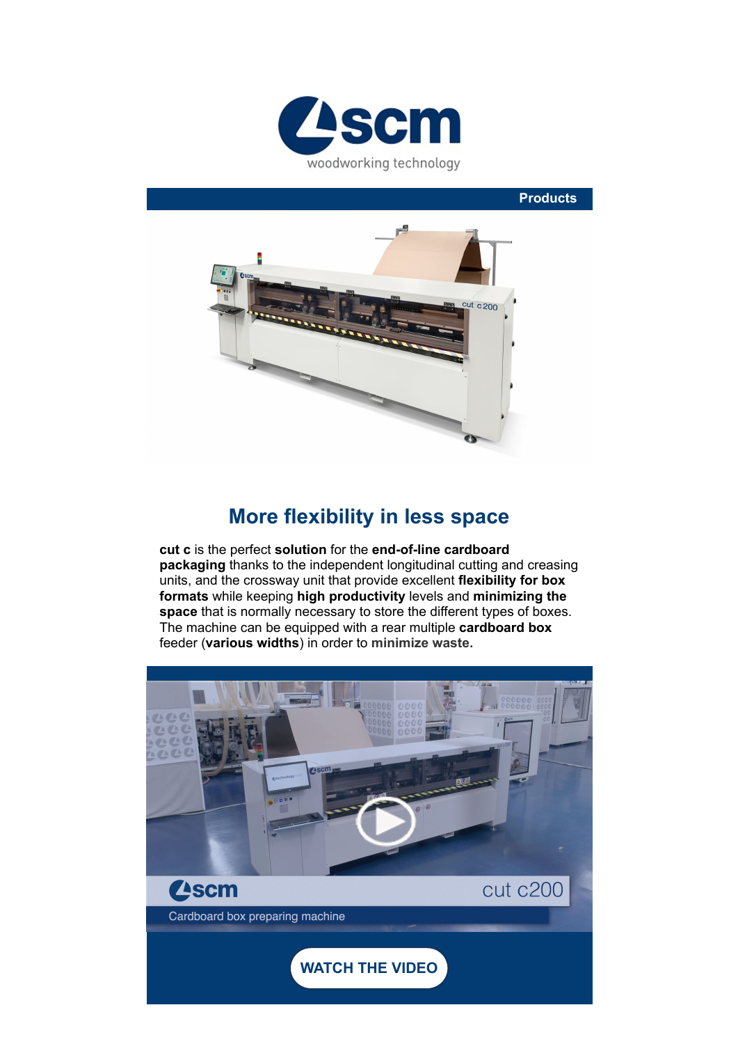scm woodworking technology

Products

## More flexibility in less space

**cut c** is the perfect **solution** for the **end-of-line cardboard packaging** thanks to the independent longitudinal cutting and creasing units, and the crossway unit that provide excellent **flexibility for box formats** while keeping **high productivity** levels and **minimizing the space** that is normally necessary to store the different types of boxes. The machine can be equipped with a rear multiple **cardboard box** feeder (**various widths**) in order to **minimize waste.**

scm cut c200

Cardboard box preparing machine

**WATCH THE VIDEO**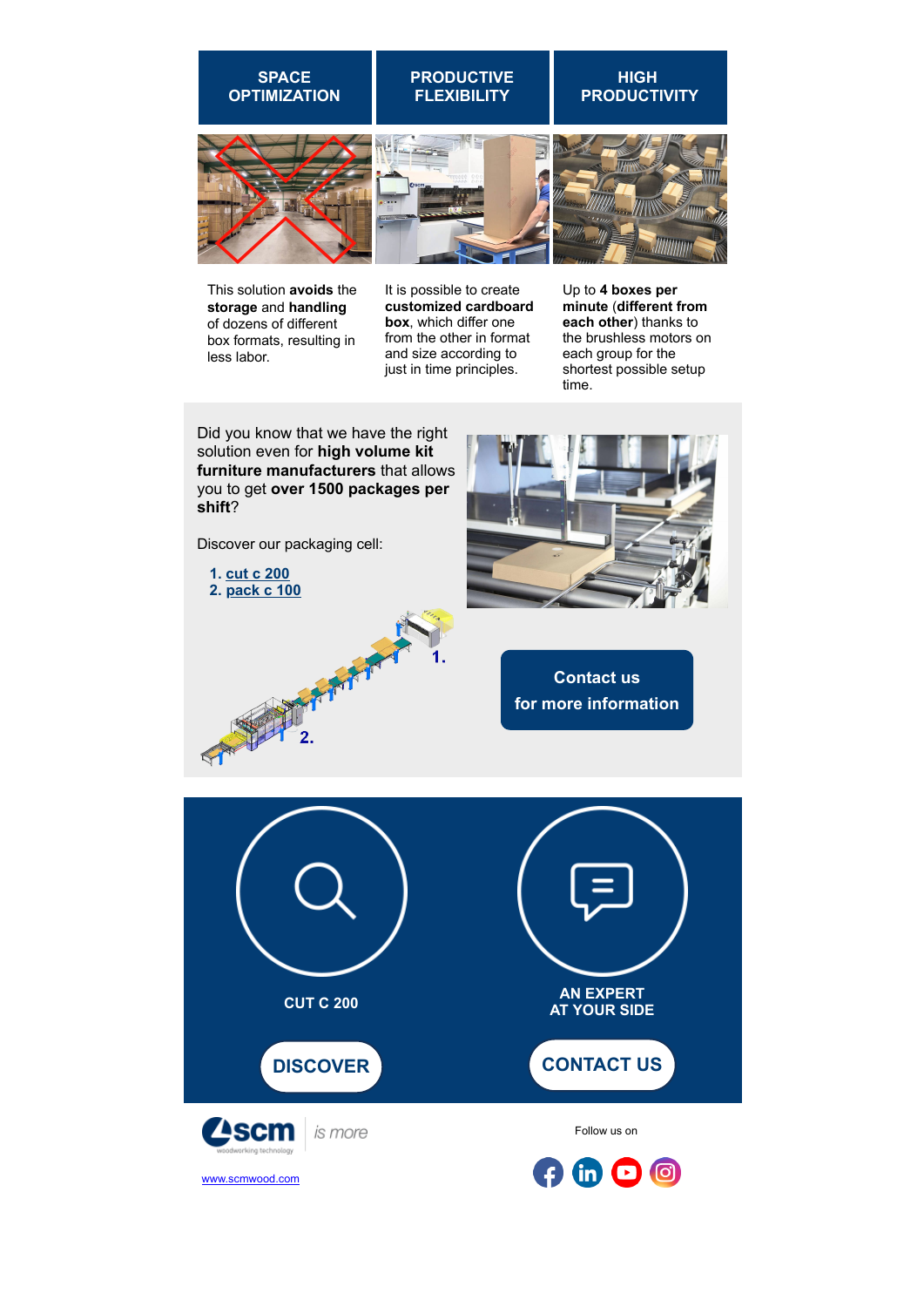## SPACE OPTIMIZATION

This solution **avoids** the **storage** and **handling** of dozens of different box formats, resulting in less labor.

## PRODUCTIVE FLEXIBILITY

It is possible to create **customized cardboard box**, which differ one from the other in format and size according to just in time principles.

## HIGH PRODUCTIVITY

Up to **4 boxes per minute** (**different from each other**) thanks to the brushless motors on each group for the shortest possible setup time.

Did you know that we have the right solution even for **high volume kit furniture manufacturers** that allows you to get **over 1500 packages per shift**?

Discover our packaging cell:

1. cut c 200
2. pack c 100

1.

2.

**Contact us for more information**

CUT C 200

**DISCOVER**

AN EXPERT AT YOUR SIDE

**CONTACT US**

scm woodworking technology *is more*

www.scmwood.com

Follow us on